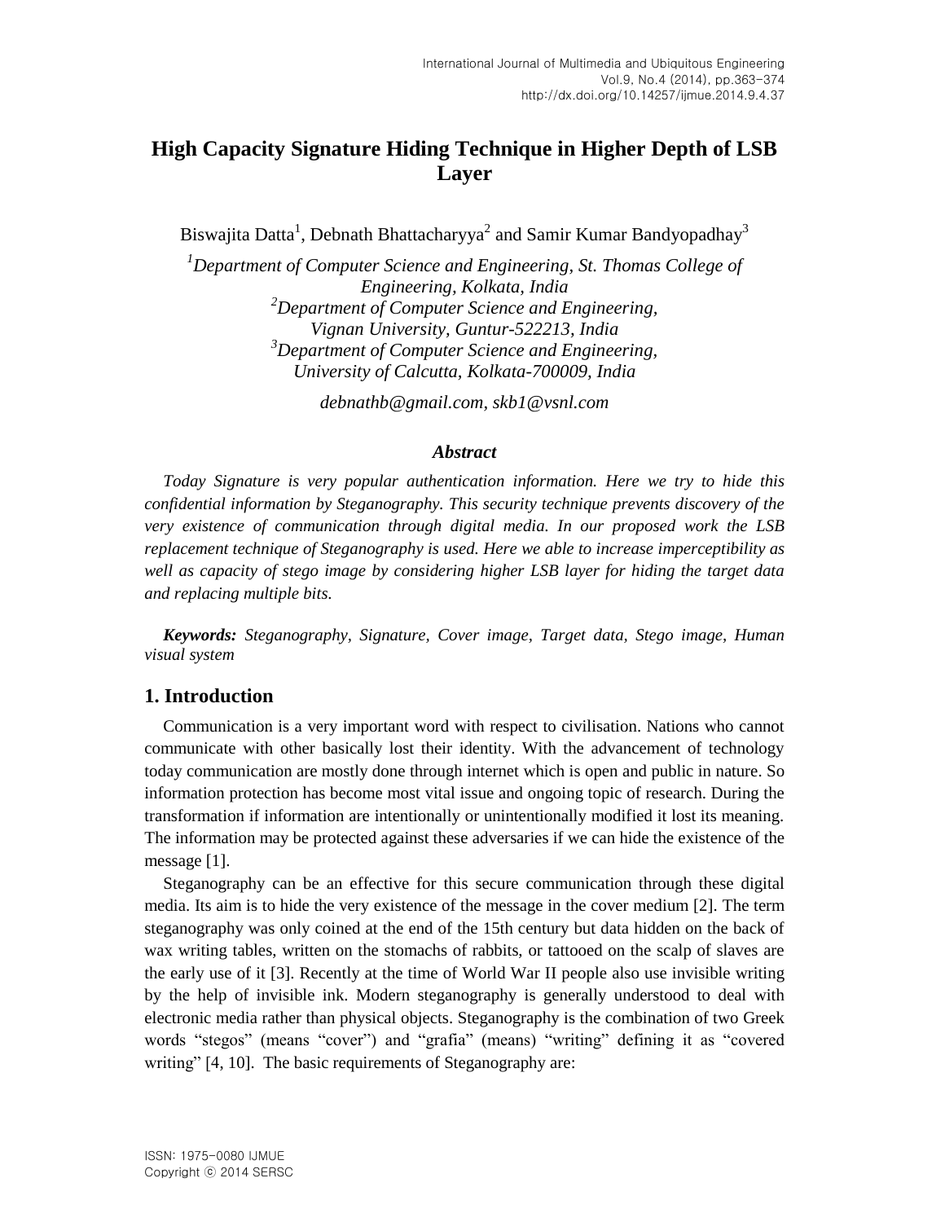# High Capacity Signature Hiding Technique in Higher Depth of LSB Layer

Biswajita Datta[1], Debnath Bhattacharyya[2] and Samir Kumar Bandyopadhay[3]

[1]*Department of Computer Science and Engineering, St. Thomas College of Engineering, Kolkata, India*
[2]*Department of Computer Science and Engineering, Vignan University, Guntur-522213, India*
[3]*Department of Computer Science and Engineering, University of Calcutta, Kolkata-700009, India*

*debnathb@gmail.com, skb1@vsnl.com*

### *Abstract*

*Today Signature is very popular authentication information. Here we try to hide this confidential information by Steganography. This security technique prevents discovery of the very existence of communication through digital media. In our proposed work the LSB replacement technique of Steganography is used. Here we able to increase imperceptibility as well as capacity of stego image by considering higher LSB layer for hiding the target data and replacing multiple bits.*

***Keywords:*** *Steganography, Signature, Cover image, Target data, Stego image, Human visual system*

## 1. Introduction

Communication is a very important word with respect to civilisation. Nations who cannot communicate with other basically lost their identity. With the advancement of technology today communication are mostly done through internet which is open and public in nature. So information protection has become most vital issue and ongoing topic of research. During the transformation if information are intentionally or unintentionally modified it lost its meaning. The information may be protected against these adversaries if we can hide the existence of the message [1].

Steganography can be an effective for this secure communication through these digital media. Its aim is to hide the very existence of the message in the cover medium [2]. The term steganography was only coined at the end of the 15th century but data hidden on the back of wax writing tables, written on the stomachs of rabbits, or tattooed on the scalp of slaves are the early use of it [3]. Recently at the time of World War II people also use invisible writing by the help of invisible ink. Modern steganography is generally understood to deal with electronic media rather than physical objects. Steganography is the combination of two Greek words "stegos" (means "cover") and "grafia" (means) "writing" defining it as "covered writing" [4, 10]. The basic requirements of Steganography are: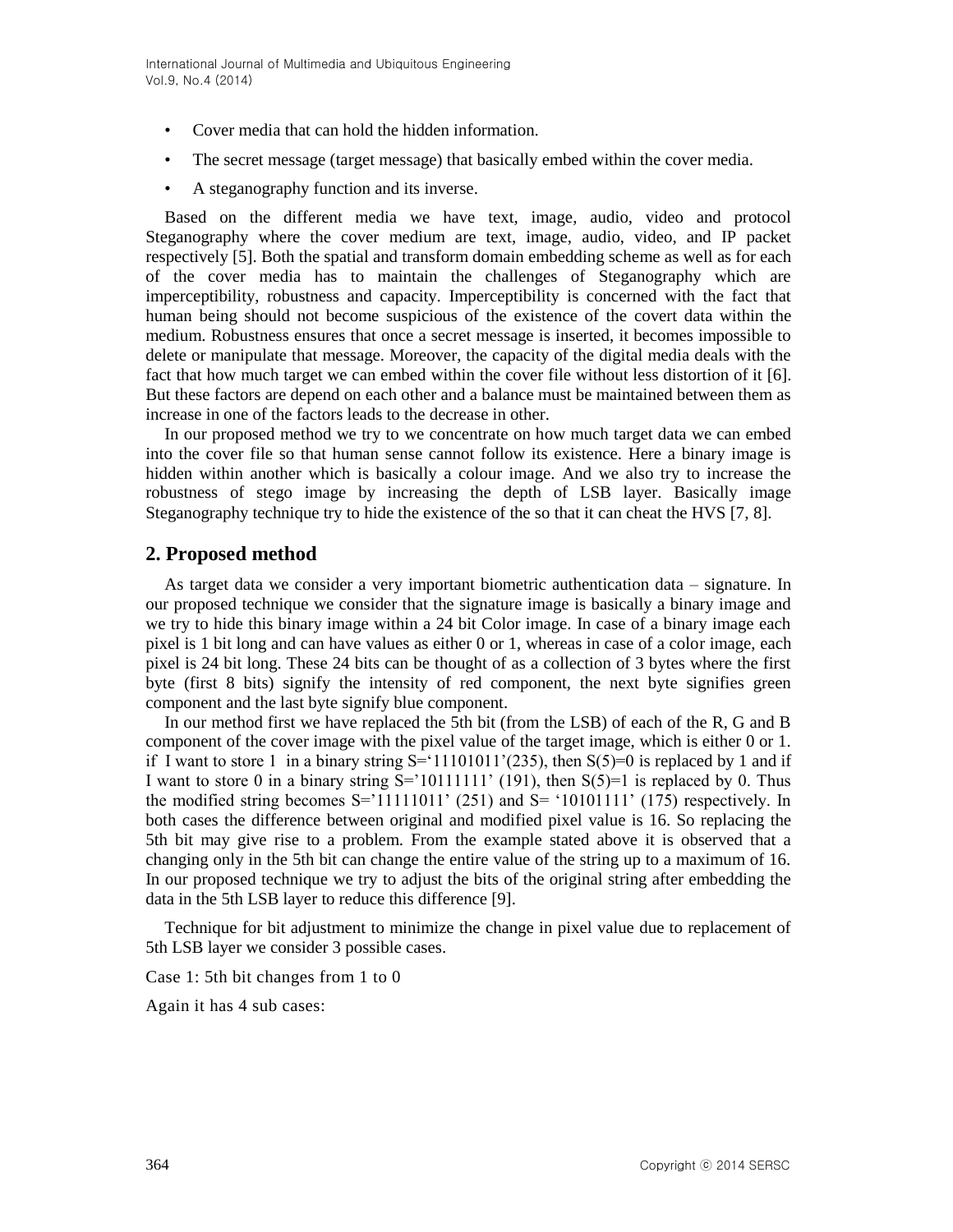- Cover media that can hold the hidden information.
- The secret message (target message) that basically embed within the cover media.
- A steganography function and its inverse.

Based on the different media we have text, image, audio, video and protocol Steganography where the cover medium are text, image, audio, video, and IP packet respectively [5]. Both the spatial and transform domain embedding scheme as well as for each of the cover media has to maintain the challenges of Steganography which are imperceptibility, robustness and capacity. Imperceptibility is concerned with the fact that human being should not become suspicious of the existence of the covert data within the medium. Robustness ensures that once a secret message is inserted, it becomes impossible to delete or manipulate that message. Moreover, the capacity of the digital media deals with the fact that how much target we can embed within the cover file without less distortion of it [6]. But these factors are depend on each other and a balance must be maintained between them as increase in one of the factors leads to the decrease in other.

In our proposed method we try to we concentrate on how much target data we can embed into the cover file so that human sense cannot follow its existence. Here a binary image is hidden within another which is basically a colour image. And we also try to increase the robustness of stego image by increasing the depth of LSB layer. Basically image Steganography technique try to hide the existence of the so that it can cheat the HVS [7, 8].

## 2. Proposed method

As target data we consider a very important biometric authentication data – signature. In our proposed technique we consider that the signature image is basically a binary image and we try to hide this binary image within a 24 bit Color image. In case of a binary image each pixel is 1 bit long and can have values as either 0 or 1, whereas in case of a color image, each pixel is 24 bit long. These 24 bits can be thought of as a collection of 3 bytes where the first byte (first 8 bits) signify the intensity of red component, the next byte signifies green component and the last byte signify blue component.

In our method first we have replaced the 5th bit (from the LSB) of each of the R, G and B component of the cover image with the pixel value of the target image, which is either 0 or 1. if I want to store 1 in a binary string S='11101011'(235), then S(5)=0 is replaced by 1 and if I want to store 0 in a binary string S='10111111' (191), then S(5)=1 is replaced by 0. Thus the modified string becomes S='11111011' (251) and S= '10101111' (175) respectively. In both cases the difference between original and modified pixel value is 16. So replacing the 5th bit may give rise to a problem. From the example stated above it is observed that a changing only in the 5th bit can change the entire value of the string up to a maximum of 16. In our proposed technique we try to adjust the bits of the original string after embedding the data in the 5th LSB layer to reduce this difference [9].

Technique for bit adjustment to minimize the change in pixel value due to replacement of 5th LSB layer we consider 3 possible cases.

Case 1: 5th bit changes from 1 to 0

Again it has 4 sub cases: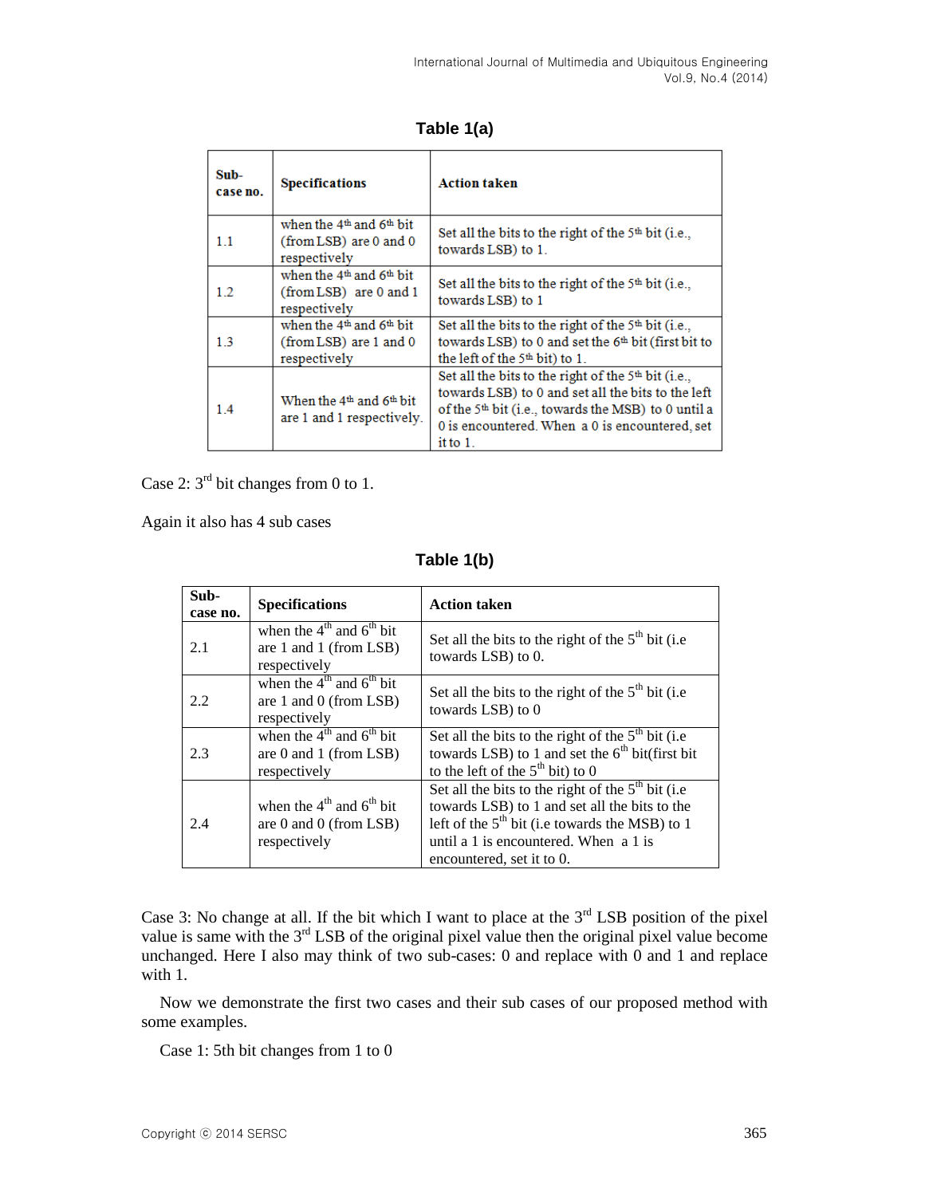**Table 1(a)**

| Sub-case no. | Specifications | Action taken |
|---|---|---|
| 1.1 | when the 4th and 6th bit (from LSB) are 0 and 0 respectively | Set all the bits to the right of the 5th bit (i.e., towards LSB) to 1. |
| 1.2 | when the 4th and 6th bit (from LSB) are 0 and 1 respectively | Set all the bits to the right of the 5th bit (i.e., towards LSB) to 1 |
| 1.3 | when the 4th and 6th bit (from LSB) are 1 and 0 respectively | Set all the bits to the right of the 5th bit (i.e., towards LSB) to 0 and set the 6th bit (first bit to the left of the 5th bit) to 1. |
| 1.4 | When the 4th and 6th bit are 1 and 1 respectively. | Set all the bits to the right of the 5th bit (i.e., towards LSB) to 0 and set all the bits to the left of the 5th bit (i.e., towards the MSB) to 0 until a 0 is encountered. When a 0 is encountered, set it to 1. |

Case 2: 3rd bit changes from 0 to 1.

Again it also has 4 sub cases

**Table 1(b)**

| Sub-case no. | Specifications | Action taken |
|---|---|---|
| 2.1 | when the 4th and 6th bit are 1 and 1 (from LSB) respectively | Set all the bits to the right of the 5th bit (i.e towards LSB) to 0. |
| 2.2 | when the 4th and 6th bit are 1 and 0 (from LSB) respectively | Set all the bits to the right of the 5th bit (i.e towards LSB) to 0 |
| 2.3 | when the 4th and 6th bit are 0 and 1 (from LSB) respectively | Set all the bits to the right of the 5th bit (i.e towards LSB) to 1 and set the 6th bit(first bit to the left of the 5th bit) to 0 |
| 2.4 | when the 4th and 6th bit are 0 and 0 (from LSB) respectively | Set all the bits to the right of the 5th bit (i.e towards LSB) to 1 and set all the bits to the left of the 5th bit (i.e towards the MSB) to 1 until a 1 is encountered. When a 1 is encountered, set it to 0. |

Case 3: No change at all. If the bit which I want to place at the 3rd LSB position of the pixel value is same with the 3rd LSB of the original pixel value then the original pixel value become unchanged. Here I also may think of two sub-cases: 0 and replace with 0 and 1 and replace with 1.

Now we demonstrate the first two cases and their sub cases of our proposed method with some examples.

Case 1: 5th bit changes from 1 to 0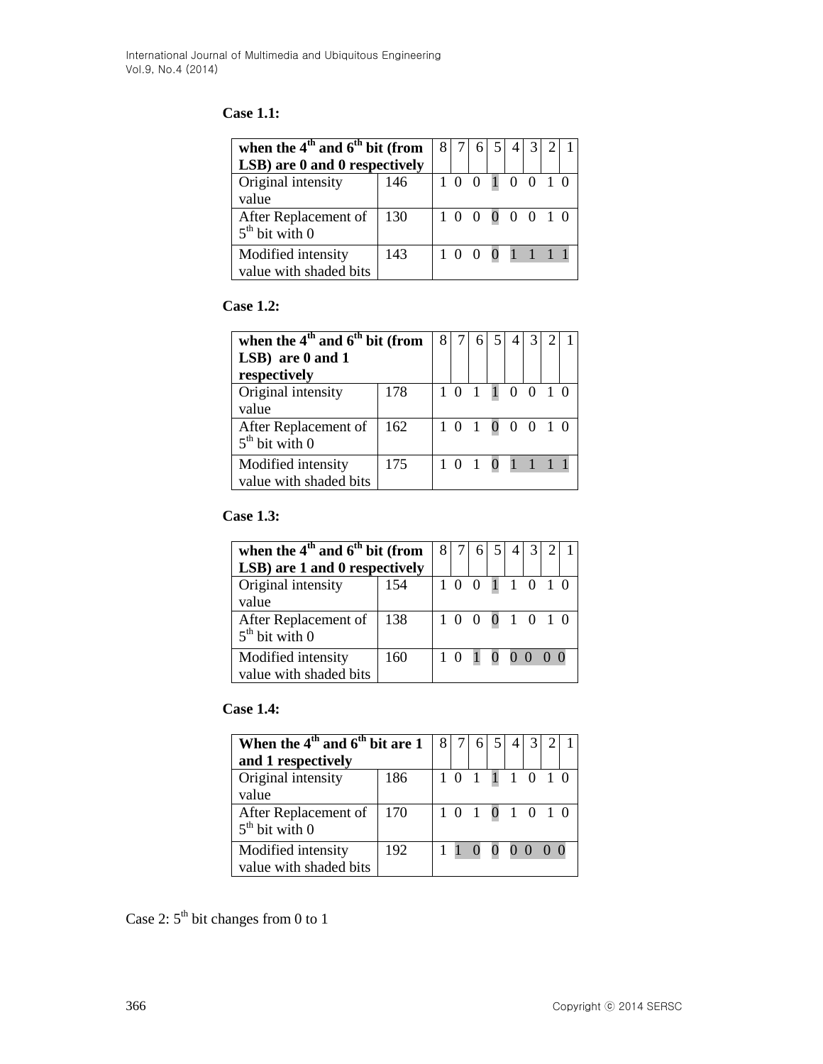**Case 1.1:**

| when the $4^{th}$ and $6^{th}$ bit (from LSB) are 0 and 0 respectively | | 8 | 7 | 6 | 5 | 4 | 3 | 2 | 1 |
|---|---|---|---|---|---|---|---|---|---|
| Original intensity value | 146 | 1 | 0 | 0 | 1 | 0 | 0 | 1 | 0 |
| After Replacement of $5^{th}$ bit with 0 | 130 | 1 | 0 | 0 | 0 | 0 | 0 | 1 | 0 |
| Modified intensity value with shaded bits | 143 | 1 | 0 | 0 | 0 | 1 | 1 | 1 | 1 |

**Case 1.2:**

| when the $4^{th}$ and $6^{th}$ bit (from LSB) are 0 and 1 respectively | | 8 | 7 | 6 | 5 | 4 | 3 | 2 | 1 |
|---|---|---|---|---|---|---|---|---|---|
| Original intensity value | 178 | 1 | 0 | 1 | 1 | 0 | 0 | 1 | 0 |
| After Replacement of $5^{th}$ bit with 0 | 162 | 1 | 0 | 1 | 0 | 0 | 0 | 1 | 0 |
| Modified intensity value with shaded bits | 175 | 1 | 0 | 1 | 0 | 1 | 1 | 1 | 1 |

**Case 1.3:**

| when the $4^{th}$ and $6^{th}$ bit (from LSB) are 1 and 0 respectively | | 8 | 7 | 6 | 5 | 4 | 3 | 2 | 1 |
|---|---|---|---|---|---|---|---|---|---|
| Original intensity value | 154 | 1 | 0 | 0 | 1 | 1 | 0 | 1 | 0 |
| After Replacement of $5^{th}$ bit with 0 | 138 | 1 | 0 | 0 | 0 | 1 | 0 | 1 | 0 |
| Modified intensity value with shaded bits | 160 | 1 | 0 | 1 | 0 | 0 | 0 | 0 | 0 |

**Case 1.4:**

| When the $4^{th}$ and $6^{th}$ bit are 1 and 1 respectively | | 8 | 7 | 6 | 5 | 4 | 3 | 2 | 1 |
|---|---|---|---|---|---|---|---|---|---|
| Original intensity value | 186 | 1 | 0 | 1 | 1 | 1 | 0 | 1 | 0 |
| After Replacement of $5^{th}$ bit with 0 | 170 | 1 | 0 | 1 | 0 | 1 | 0 | 1 | 0 |
| Modified intensity value with shaded bits | 192 | 1 | 1 | 0 | 0 | 0 | 0 | 0 | 0 |

Case 2: $5^{th}$ bit changes from 0 to 1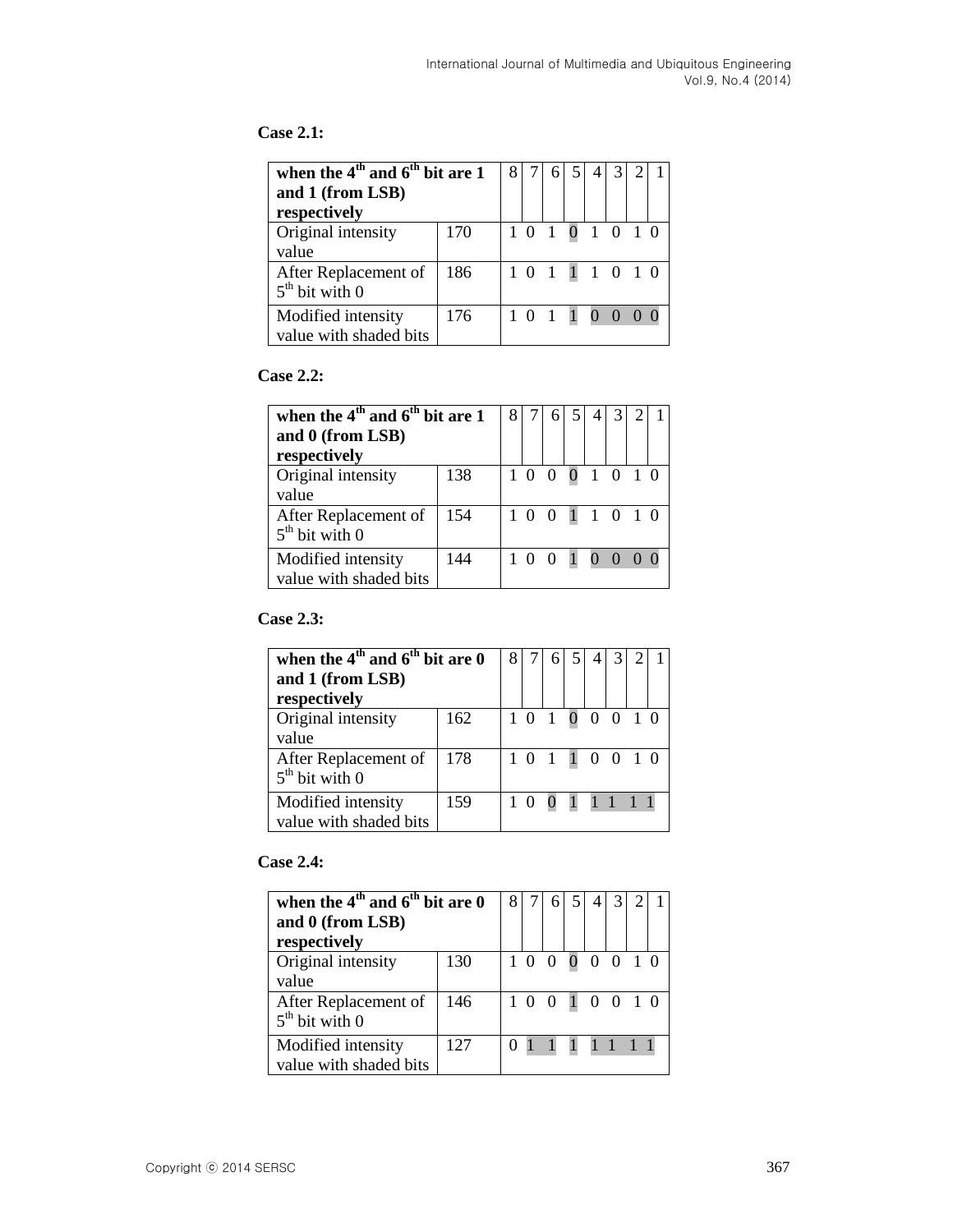**Case 2.1:**

| when the $4^{th}$ and $6^{th}$ bit are 1 and 1 (from LSB) respectively | | 8 | 7 | 6 | 5 | 4 | 3 | 2 | 1 |
|---|---|---|---|---|---|---|---|---|---|
| Original intensity value | 170 | 1 | 0 | 1 | 0 | 1 | 0 | 1 | 0 |
| After Replacement of $5^{th}$ bit with 0 | 186 | 1 | 0 | 1 | 1 | 1 | 0 | 1 | 0 |
| Modified intensity value with shaded bits | 176 | 1 | 0 | 1 | 1 | 0 | 0 | 0 | 0 |

**Case 2.2:**

| when the $4^{th}$ and $6^{th}$ bit are 1 and 0 (from LSB) respectively | | 8 | 7 | 6 | 5 | 4 | 3 | 2 | 1 |
|---|---|---|---|---|---|---|---|---|---|
| Original intensity value | 138 | 1 | 0 | 0 | 0 | 1 | 0 | 1 | 0 |
| After Replacement of $5^{th}$ bit with 0 | 154 | 1 | 0 | 0 | 1 | 1 | 0 | 1 | 0 |
| Modified intensity value with shaded bits | 144 | 1 | 0 | 0 | 1 | 0 | 0 | 0 | 0 |

**Case 2.3:**

| when the $4^{th}$ and $6^{th}$ bit are 0 and 1 (from LSB) respectively | | 8 | 7 | 6 | 5 | 4 | 3 | 2 | 1 |
|---|---|---|---|---|---|---|---|---|---|
| Original intensity value | 162 | 1 | 0 | 1 | 0 | 0 | 0 | 1 | 0 |
| After Replacement of $5^{th}$ bit with 0 | 178 | 1 | 0 | 1 | 1 | 0 | 0 | 1 | 0 |
| Modified intensity value with shaded bits | 159 | 1 | 0 | 0 | 1 | 1 | 1 | 1 | 1 |

**Case 2.4:**

| when the $4^{th}$ and $6^{th}$ bit are 0 and 0 (from LSB) respectively | | 8 | 7 | 6 | 5 | 4 | 3 | 2 | 1 |
|---|---|---|---|---|---|---|---|---|---|
| Original intensity value | 130 | 1 | 0 | 0 | 0 | 0 | 0 | 1 | 0 |
| After Replacement of $5^{th}$ bit with 0 | 146 | 1 | 0 | 0 | 1 | 0 | 0 | 1 | 0 |
| Modified intensity value with shaded bits | 127 | 0 | 1 | 1 | 1 | 1 | 1 | 1 | 1 |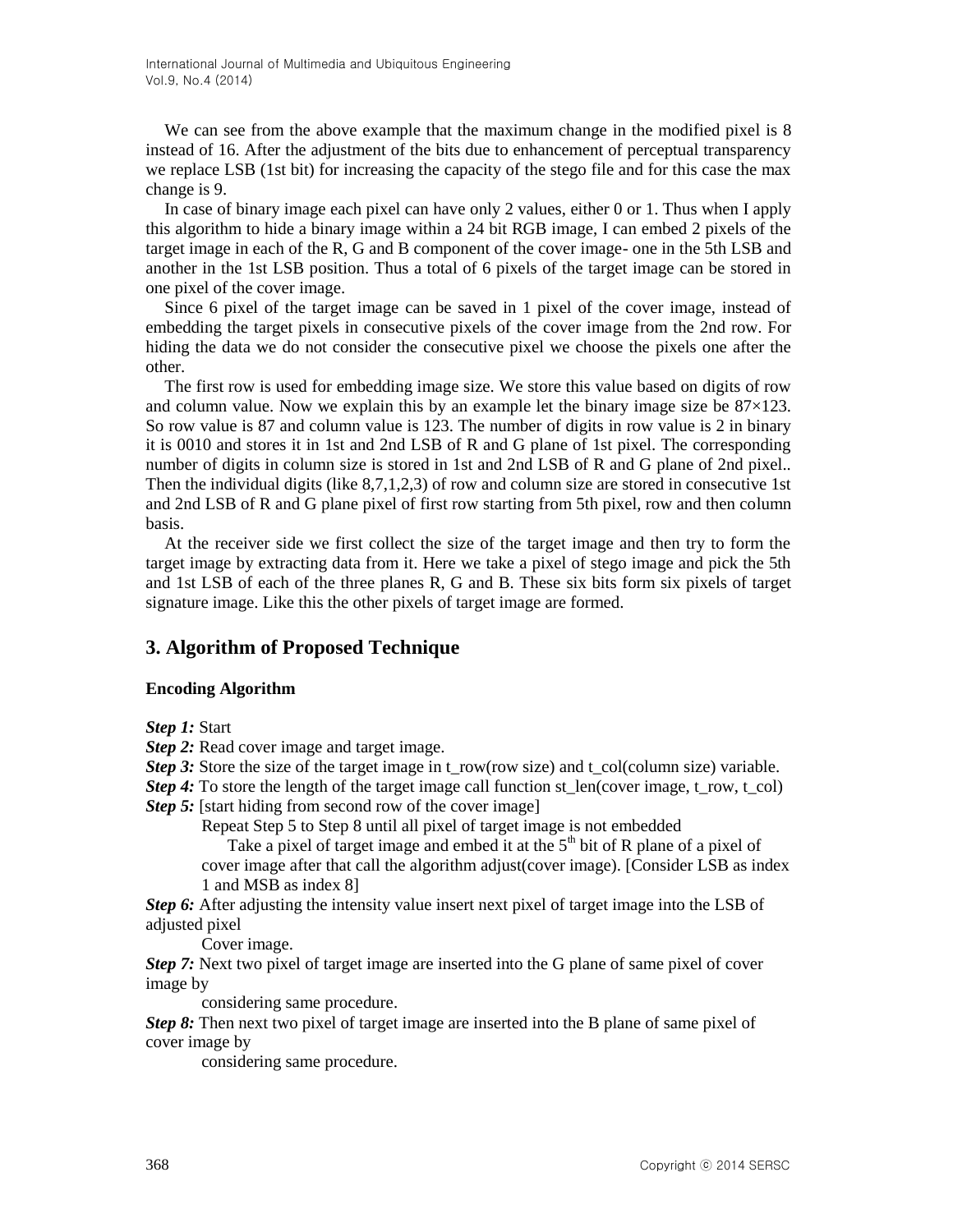We can see from the above example that the maximum change in the modified pixel is 8 instead of 16. After the adjustment of the bits due to enhancement of perceptual transparency we replace LSB (1st bit) for increasing the capacity of the stego file and for this case the max change is 9.

In case of binary image each pixel can have only 2 values, either 0 or 1. Thus when I apply this algorithm to hide a binary image within a 24 bit RGB image, I can embed 2 pixels of the target image in each of the R, G and B component of the cover image- one in the 5th LSB and another in the 1st LSB position. Thus a total of 6 pixels of the target image can be stored in one pixel of the cover image.

Since 6 pixel of the target image can be saved in 1 pixel of the cover image, instead of embedding the target pixels in consecutive pixels of the cover image from the 2nd row. For hiding the data we do not consider the consecutive pixel we choose the pixels one after the other.

The first row is used for embedding image size. We store this value based on digits of row and column value. Now we explain this by an example let the binary image size be 87×123. So row value is 87 and column value is 123. The number of digits in row value is 2 in binary it is 0010 and stores it in 1st and 2nd LSB of R and G plane of 1st pixel. The corresponding number of digits in column size is stored in 1st and 2nd LSB of R and G plane of 2nd pixel.. Then the individual digits (like 8,7,1,2,3) of row and column size are stored in consecutive 1st and 2nd LSB of R and G plane pixel of first row starting from 5th pixel, row and then column basis.

At the receiver side we first collect the size of the target image and then try to form the target image by extracting data from it. Here we take a pixel of stego image and pick the 5th and 1st LSB of each of the three planes R, G and B. These six bits form six pixels of target signature image. Like this the other pixels of target image are formed.

## 3. Algorithm of Proposed Technique

### Encoding Algorithm

***Step 1:*** Start

***Step 2:*** Read cover image and target image.

***Step 3:*** Store the size of the target image in t_row(row size) and t_col(column size) variable.

***Step 4:*** To store the length of the target image call function st_len(cover image, t_row, t_col)

***Step 5:*** [start hiding from second row of the cover image]

Repeat Step 5 to Step 8 until all pixel of target image is not embedded

Take a pixel of target image and embed it at the 5th bit of R plane of a pixel of cover image after that call the algorithm adjust(cover image). [Consider LSB as index 1 and MSB as index 8]

***Step 6:*** After adjusting the intensity value insert next pixel of target image into the LSB of adjusted pixel

Cover image.

***Step 7:*** Next two pixel of target image are inserted into the G plane of same pixel of cover image by

considering same procedure.

***Step 8:*** Then next two pixel of target image are inserted into the B plane of same pixel of cover image by

considering same procedure.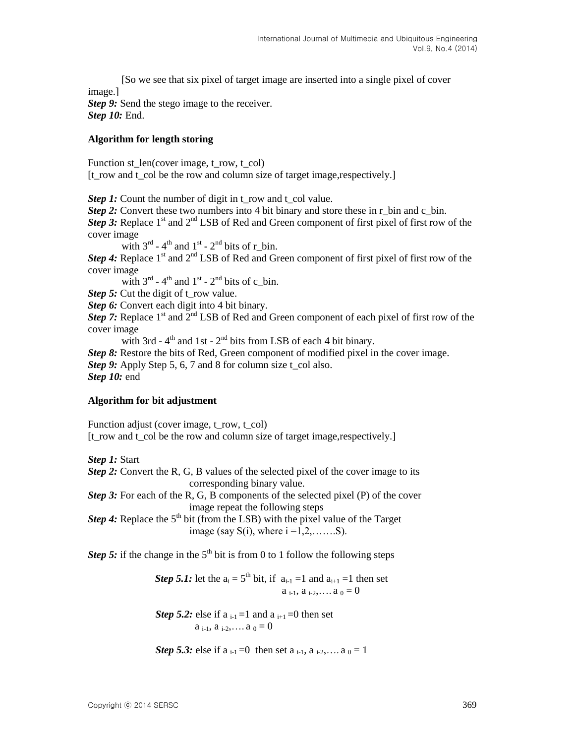[So we see that six pixel of target image are inserted into a single pixel of cover image.]

***Step 9:*** Send the stego image to the receiver.

***Step 10:*** End.

**Algorithm for length storing**

Function st_len(cover image, t_row, t_col)
[t_row and t_col be the row and column size of target image,respectively.]

***Step 1:*** Count the number of digit in t_row and t_col value.

***Step 2:*** Convert these two numbers into 4 bit binary and store these in r_bin and c_bin.

***Step 3:*** Replace $1^{st}$ and $2^{nd}$ LSB of Red and Green component of first pixel of first row of the cover image with $3^{rd}$ - $4^{th}$ and $1^{st}$ - $2^{nd}$ bits of r_bin.

***Step 4:*** Replace $1^{st}$ and $2^{nd}$ LSB of Red and Green component of first pixel of first row of the cover image with $3^{rd}$ - $4^{th}$ and $1^{st}$ - $2^{nd}$ bits of c_bin.

***Step 5:*** Cut the digit of t_row value.

***Step 6:*** Convert each digit into 4 bit binary.

***Step 7:*** Replace $1^{st}$ and $2^{nd}$ LSB of Red and Green component of each pixel of first row of the cover image with 3rd - $4^{th}$ and 1st - $2^{nd}$ bits from LSB of each 4 bit binary.

***Step 8:*** Restore the bits of Red, Green component of modified pixel in the cover image.

***Step 9:*** Apply Step 5, 6, 7 and 8 for column size t_col also.

***Step 10:*** end

**Algorithm for bit adjustment**

Function adjust (cover image, t_row, t_col)
[t_row and t_col be the row and column size of target image,respectively.]

***Step 1:*** Start

***Step 2:*** Convert the R, G, B values of the selected pixel of the cover image to its corresponding binary value.

***Step 3:*** For each of the R, G, B components of the selected pixel (P) of the cover image repeat the following steps

***Step 4:*** Replace the $5^{th}$ bit (from the LSB) with the pixel value of the Target image (say S(i), where i =1,2,…….S).

***Step 5:*** if the change in the $5^{th}$ bit is from 0 to 1 follow the following steps

***Step 5.1:*** let the $a_i = 5^{th}$ bit, if $a_{i-1} = 1$ and $a_{i+1} = 1$ then set $a_{i-1}, a_{i-2}, \ldots a_0 = 0$

***Step 5.2:*** else if $a_{i-1} = 1$ and $a_{i+1} = 0$ then set $a_{i-1}, a_{i-2}, \ldots a_0 = 0$

***Step 5.3:*** else if $a_{i-1} = 0$ then set $a_{i-1}, a_{i-2}, \ldots a_0 = 1$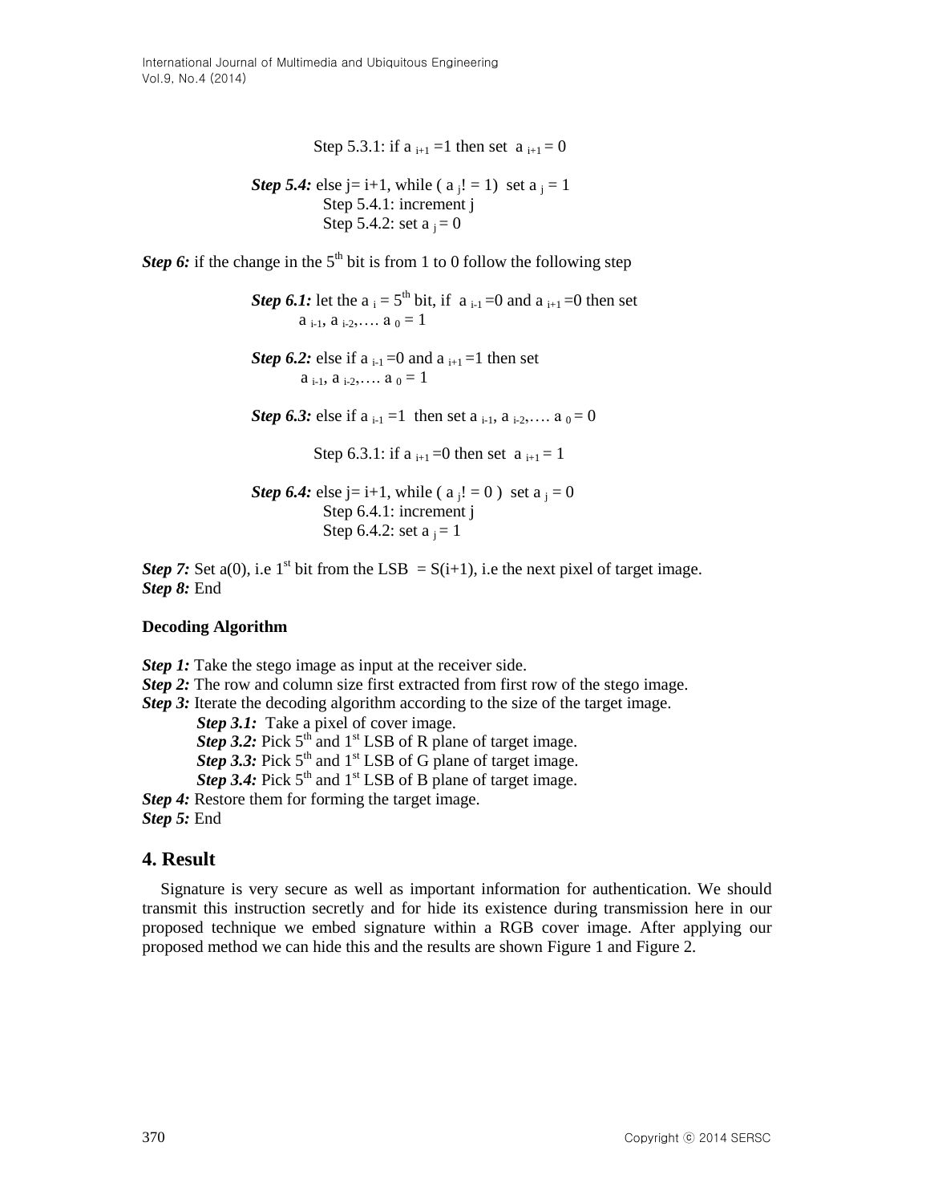Step 5.3.1: if $a_{i+1} = 1$ then set $a_{i+1} = 0$

***Step 5.4:*** else j= i+1, while ( $a_j != 1$) set $a_j = 1$

Step 5.4.1: increment j

Step 5.4.2: set $a_j = 0$

***Step 6:*** if the change in the 5$^{th}$ bit is from 1 to 0 follow the following step

***Step 6.1:*** let the $a_i$ = 5$^{th}$ bit, if $a_{i-1} = 0$ and $a_{i+1} = 0$ then set $a_{i-1}, a_{i-2}, \ldots. a_0 = 1$

***Step 6.2:*** else if $a_{i-1} = 0$ and $a_{i+1} = 1$ then set $a_{i-1}, a_{i-2}, \ldots. a_0 = 1$

***Step 6.3:*** else if $a_{i-1} = 1$ then set $a_{i-1}, a_{i-2}, \ldots. a_0 = 0$

Step 6.3.1: if $a_{i+1} = 0$ then set $a_{i+1} = 1$

***Step 6.4:*** else j= i+1, while ( $a_j != 0$ ) set $a_j = 0$

Step 6.4.1: increment j

Step 6.4.2: set $a_j = 1$

***Step 7:*** Set a(0), i.e 1$^{st}$ bit from the LSB = S(i+1), i.e the next pixel of target image.
***Step 8:*** End

**Decoding Algorithm**

***Step 1:*** Take the stego image as input at the receiver side.
***Step 2:*** The row and column size first extracted from first row of the stego image.
***Step 3:*** Iterate the decoding algorithm according to the size of the target image.

***Step 3.1:*** Take a pixel of cover image.
***Step 3.2:*** Pick 5$^{th}$ and 1$^{st}$ LSB of R plane of target image.
***Step 3.3:*** Pick 5$^{th}$ and 1$^{st}$ LSB of G plane of target image.
***Step 3.4:*** Pick 5$^{th}$ and 1$^{st}$ LSB of B plane of target image.

***Step 4:*** Restore them for forming the target image.
***Step 5:*** End

## 4. Result

Signature is very secure as well as important information for authentication. We should transmit this instruction secretly and for hide its existence during transmission here in our proposed technique we embed signature within a RGB cover image. After applying our proposed method we can hide this and the results are shown Figure 1 and Figure 2.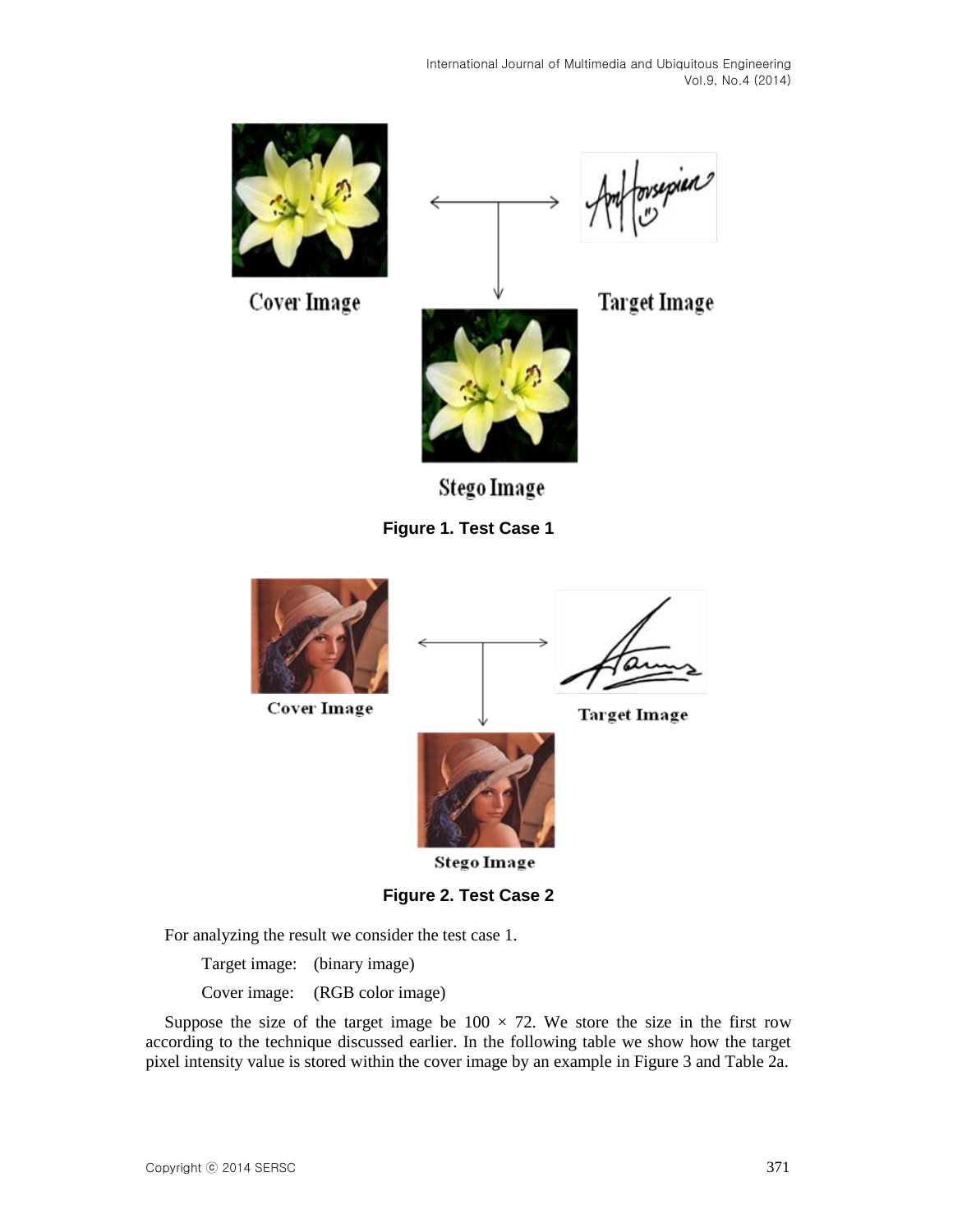**Figure 1. Test Case 1**

**Figure 2. Test Case 2**

For analyzing the result we consider the test case 1.

Target image: (binary image)

Cover image: (RGB color image)

Suppose the size of the target image be $100 \times 72$. We store the size in the first row according to the technique discussed earlier. In the following table we show how the target pixel intensity value is stored within the cover image by an example in Figure 3 and Table 2a.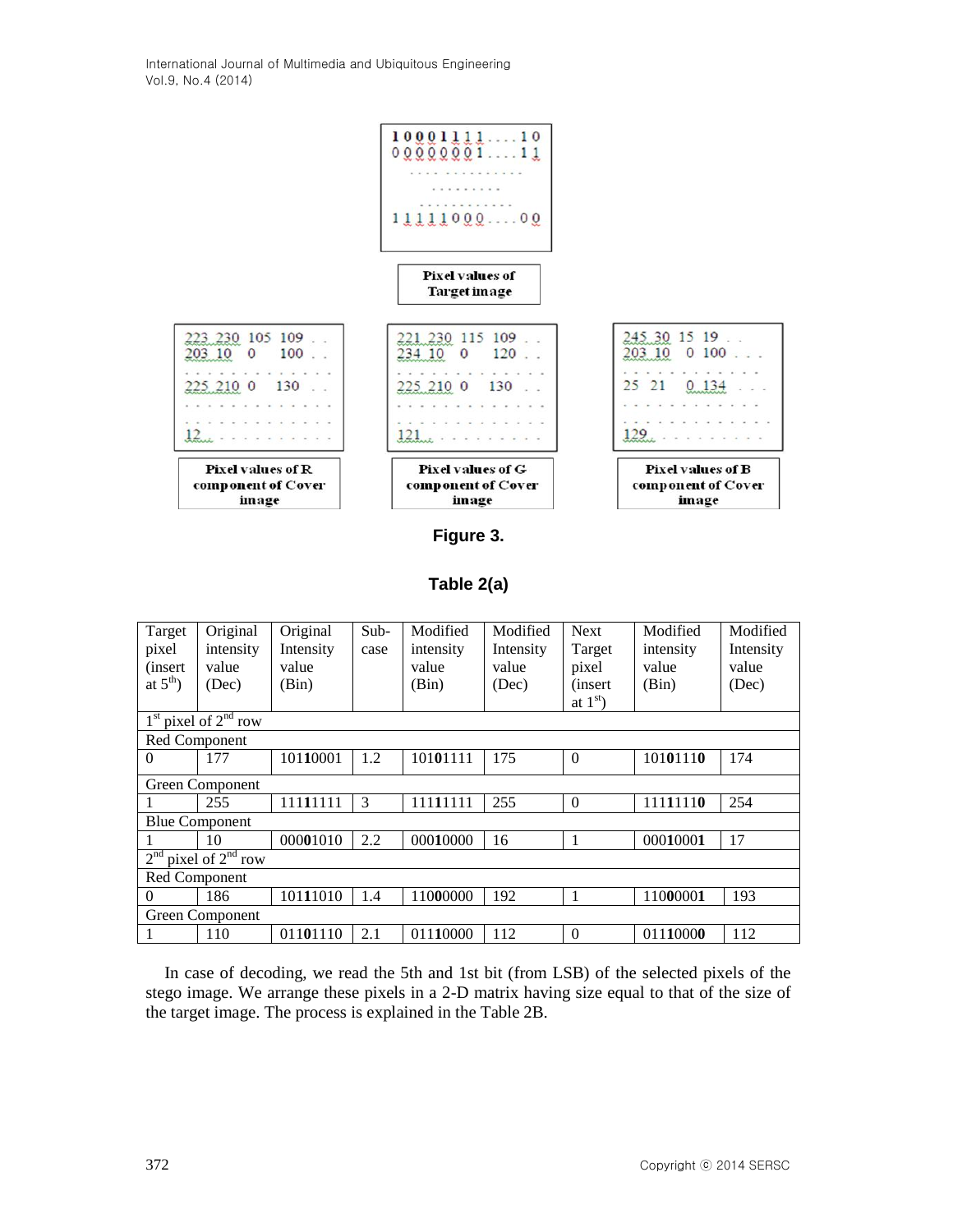10001111....10
00000001....11
...
11111000....00

Pixel values of Target image

223 230 105 109 . .
203 10 0 100 . .
. . .
225 210 0 130 . .
. . .
12 . . .

Pixel values of R component of Cover image

221 230 115 109 . .
234 10 0 120 . .
. . .
225 210 0 130 . .
. . .
121 . . .

Pixel values of G component of Cover image

245 30 15 19 . .
203 10 0 100 . . .
. . .
25 21 0 134 . . .
. . .
129 . . .

Pixel values of B component of Cover image

**Figure 3.**

**Table 2(a)**

| Target pixel (insert at 5th) | Original intensity value (Dec) | Original Intensity value (Bin) | Sub-case | Modified intensity value (Bin) | Modified Intensity value (Dec) | Next Target pixel (insert at 1st) | Modified intensity value (Bin) | Modified Intensity value (Dec) |
|---|---|---|---|---|---|---|---|---|
| 1st pixel of 2nd row | | | | | | | | |
| Red Component | | | | | | | | |
| 0 | 177 | 101**10**001 | 1.2 | 1010**0**1111 | 175 | 0 | 101**01**11**0** | 174 |
| Green Component | | | | | | | | |
| 1 | 255 | 111**11**111 | 3 | 111**11**111 | 255 | 0 | 111**11**11**0** | 254 |
| Blue Component | | | | | | | | |
| 1 | 10 | 000**01**010 | 2.2 | 000**10**000 | 16 | 1 | 000**10**00**1** | 17 |
| 2nd pixel of 2nd row | | | | | | | | |
| Red Component | | | | | | | | |
| 0 | 186 | 101**11**010 | 1.4 | 110**00**000 | 192 | 1 | 110**00**00**1** | 193 |
| Green Component | | | | | | | | |
| 1 | 110 | 011**01**110 | 2.1 | 011**10**000 | 112 | 0 | 011**10**00**0** | 112 |

In case of decoding, we read the 5th and 1st bit (from LSB) of the selected pixels of the stego image. We arrange these pixels in a 2-D matrix having size equal to that of the size of the target image. The process is explained in the Table 2B.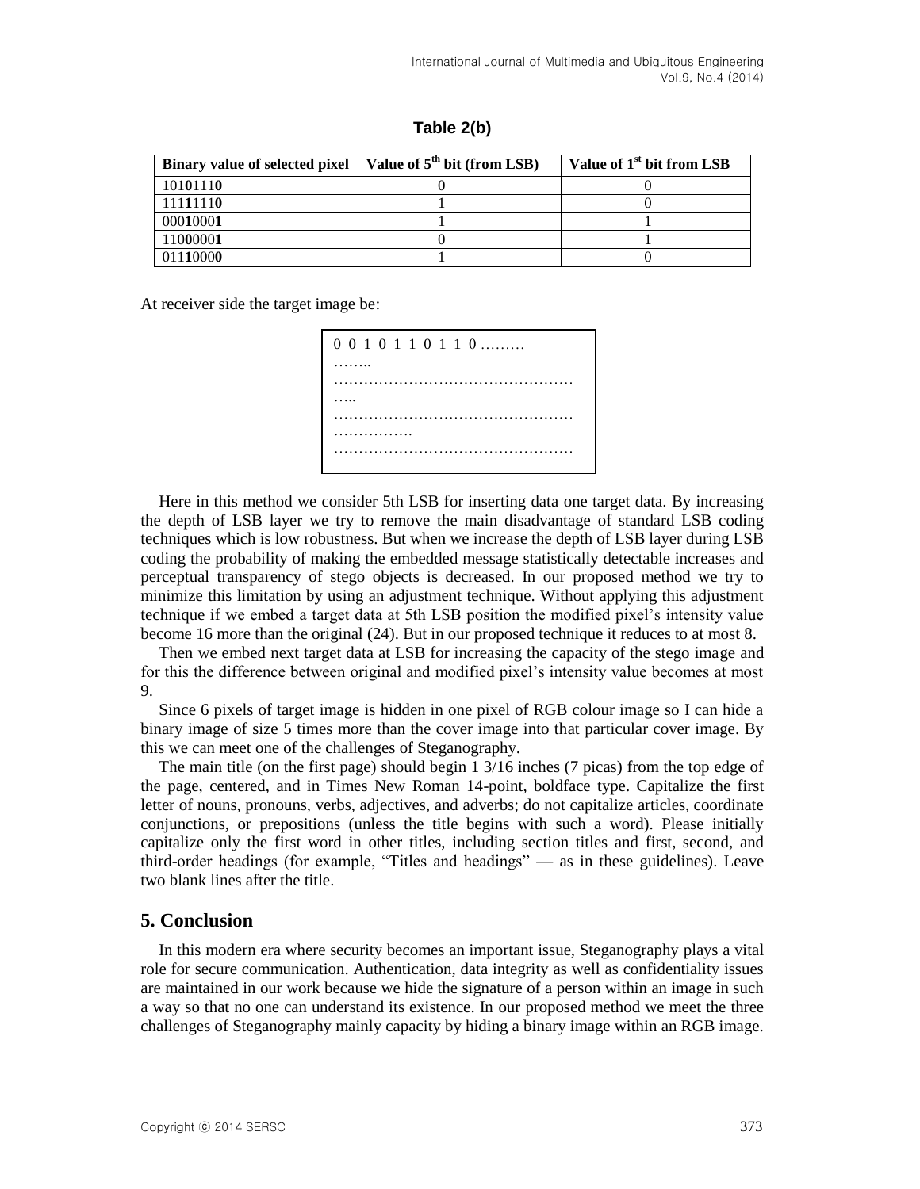**Table 2(b)**

| Binary value of selected pixel | Value of 5th bit (from LSB) | Value of 1st bit from LSB |
|---|---|---|
| 101**0**111**0** | 0 | 0 |
| 111**1**111**0** | 1 | 0 |
| 000**1**000**1** | 1 | 1 |
| 110**0**000**1** | 0 | 1 |
| 011**1**000**0** | 1 | 0 |

At receiver side the target image be:

```
0 0 1 0 1 1 0 1 1 0 ………
……..
…………………………………………
…..
…………………………………………
…………….
…………………………………………
```

Here in this method we consider 5th LSB for inserting data one target data. By increasing the depth of LSB layer we try to remove the main disadvantage of standard LSB coding techniques which is low robustness. But when we increase the depth of LSB layer during LSB coding the probability of making the embedded message statistically detectable increases and perceptual transparency of stego objects is decreased. In our proposed method we try to minimize this limitation by using an adjustment technique. Without applying this adjustment technique if we embed a target data at 5th LSB position the modified pixel's intensity value become 16 more than the original ($2^4$). But in our proposed technique it reduces to at most 8.

Then we embed next target data at LSB for increasing the capacity of the stego image and for this the difference between original and modified pixel's intensity value becomes at most 9.

Since 6 pixels of target image is hidden in one pixel of RGB colour image so I can hide a binary image of size 5 times more than the cover image into that particular cover image. By this we can meet one of the challenges of Steganography.

The main title (on the first page) should begin 1 3/16 inches (7 picas) from the top edge of the page, centered, and in Times New Roman 14-point, boldface type. Capitalize the first letter of nouns, pronouns, verbs, adjectives, and adverbs; do not capitalize articles, coordinate conjunctions, or prepositions (unless the title begins with such a word). Please initially capitalize only the first word in other titles, including section titles and first, second, and third-order headings (for example, "Titles and headings" — as in these guidelines). Leave two blank lines after the title.

## 5. Conclusion

In this modern era where security becomes an important issue, Steganography plays a vital role for secure communication. Authentication, data integrity as well as confidentiality issues are maintained in our work because we hide the signature of a person within an image in such a way so that no one can understand its existence. In our proposed method we meet the three challenges of Steganography mainly capacity by hiding a binary image within an RGB image.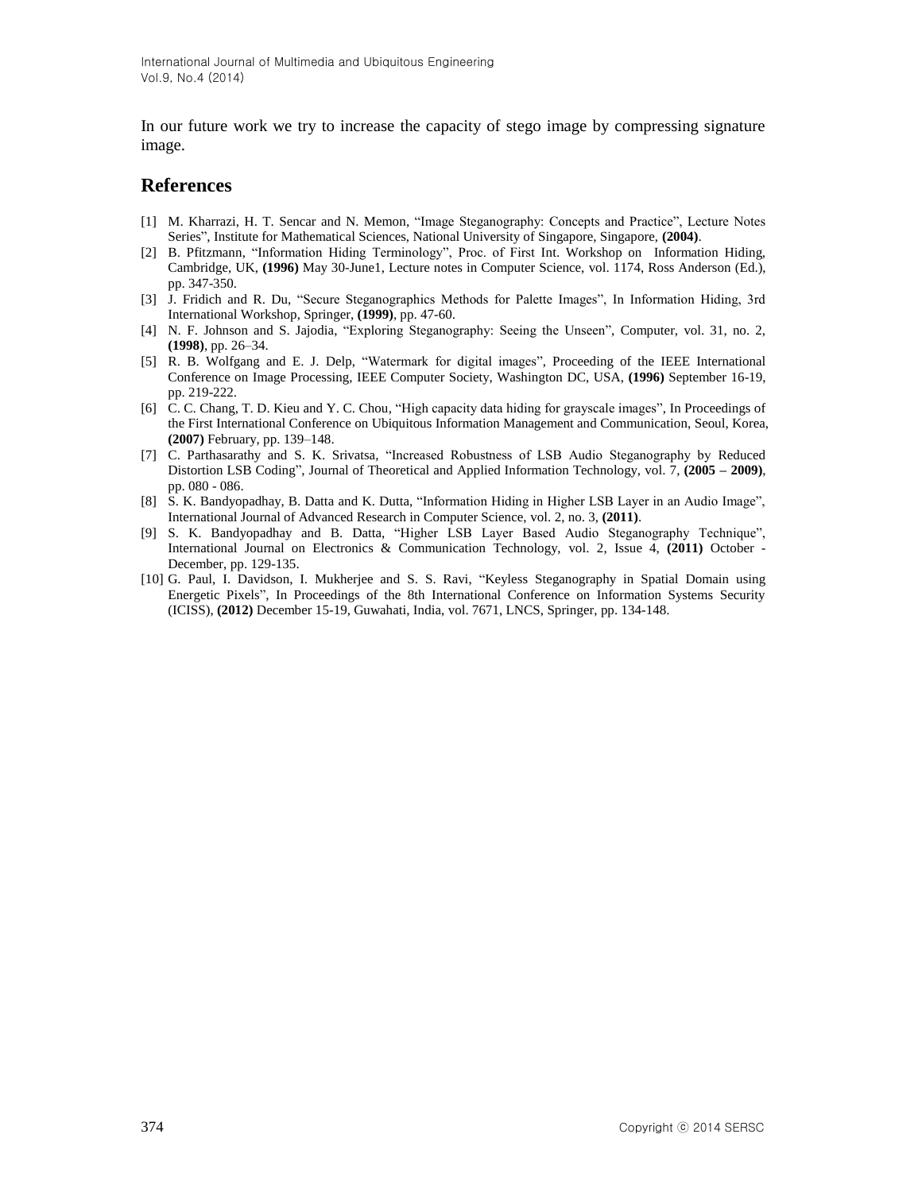In our future work we try to increase the capacity of stego image by compressing signature image.

## References

[1] M. Kharrazi, H. T. Sencar and N. Memon, "Image Steganography: Concepts and Practice", Lecture Notes Series", Institute for Mathematical Sciences, National University of Singapore, Singapore, **(2004)**.

[2] B. Pfitzmann, "Information Hiding Terminology", Proc. of First Int. Workshop on Information Hiding, Cambridge, UK, **(1996)** May 30-June1, Lecture notes in Computer Science, vol. 1174, Ross Anderson (Ed.), pp. 347-350.

[3] J. Fridich and R. Du, "Secure Steganographics Methods for Palette Images", In Information Hiding, 3rd International Workshop, Springer, **(1999)**, pp. 47-60.

[4] N. F. Johnson and S. Jajodia, "Exploring Steganography: Seeing the Unseen", Computer, vol. 31, no. 2, **(1998)**, pp. 26–34.

[5] R. B. Wolfgang and E. J. Delp, "Watermark for digital images", Proceeding of the IEEE International Conference on Image Processing, IEEE Computer Society, Washington DC, USA, **(1996)** September 16-19, pp. 219-222.

[6] C. C. Chang, T. D. Kieu and Y. C. Chou, "High capacity data hiding for grayscale images", In Proceedings of the First International Conference on Ubiquitous Information Management and Communication, Seoul, Korea, **(2007)** February, pp. 139–148.

[7] C. Parthasarathy and S. K. Srivatsa, "Increased Robustness of LSB Audio Steganography by Reduced Distortion LSB Coding", Journal of Theoretical and Applied Information Technology, vol. 7, **(2005 – 2009)**, pp. 080 - 086.

[8] S. K. Bandyopadhay, B. Datta and K. Dutta, "Information Hiding in Higher LSB Layer in an Audio Image", International Journal of Advanced Research in Computer Science, vol. 2, no. 3, **(2011)**.

[9] S. K. Bandyopadhay and B. Datta, "Higher LSB Layer Based Audio Steganography Technique", International Journal on Electronics & Communication Technology, vol. 2, Issue 4, **(2011)** October - December, pp. 129-135.

[10] G. Paul, I. Davidson, I. Mukherjee and S. S. Ravi, "Keyless Steganography in Spatial Domain using Energetic Pixels", In Proceedings of the 8th International Conference on Information Systems Security (ICISS), **(2012)** December 15-19, Guwahati, India, vol. 7671, LNCS, Springer, pp. 134-148.